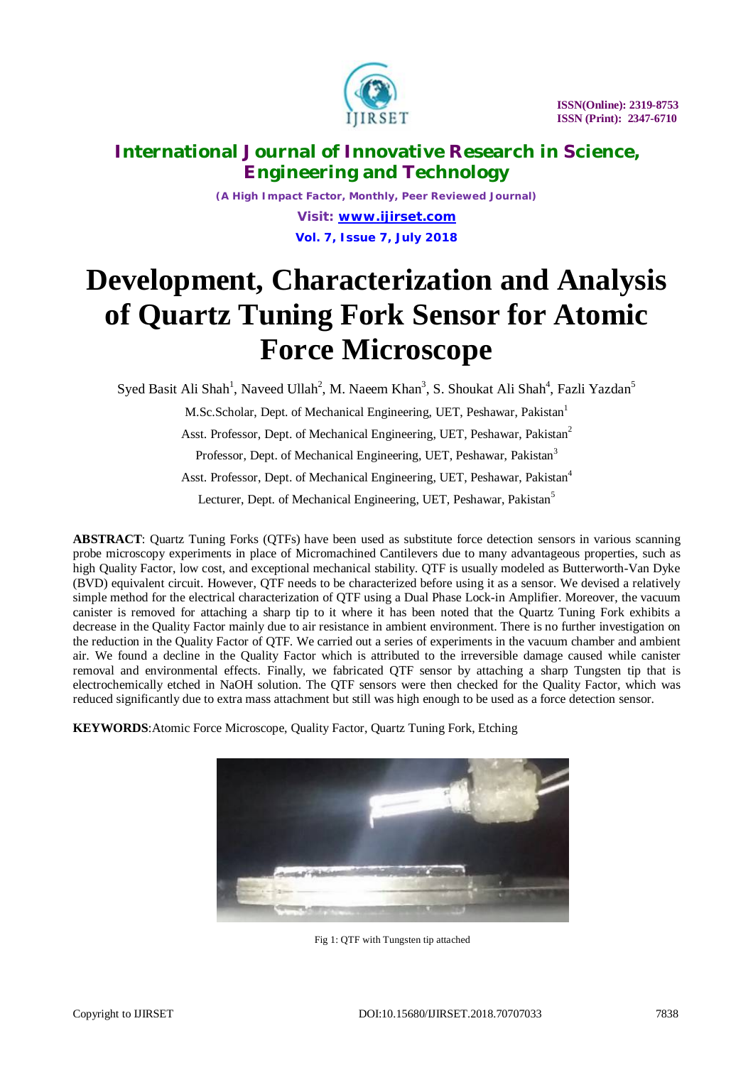# Development, Characterization and Analysis of Quartz Tuning Fork Sensor for Atomic Force Microscope

Syed Basit Ali Shah[1], Naveed Ullah[2], M. Naeem Khan[3], S. Shoukat Ali Shah[4], Fazli Yazdan[5]

M.Sc.Scholar, Dept. of Mechanical Engineering, UET, Peshawar, Pakistan[1]

Asst. Professor, Dept. of Mechanical Engineering, UET, Peshawar, Pakistan[2]

Professor, Dept. of Mechanical Engineering, UET, Peshawar, Pakistan[3]

Asst. Professor, Dept. of Mechanical Engineering, UET, Peshawar, Pakistan[4]

Lecturer, Dept. of Mechanical Engineering, UET, Peshawar, Pakistan[5]

**ABSTRACT**: Quartz Tuning Forks (QTFs) have been used as substitute force detection sensors in various scanning probe microscopy experiments in place of Micromachined Cantilevers due to many advantageous properties, such as high Quality Factor, low cost, and exceptional mechanical stability. QTF is usually modeled as Butterworth-Van Dyke (BVD) equivalent circuit. However, QTF needs to be characterized before using it as a sensor. We devised a relatively simple method for the electrical characterization of QTF using a Dual Phase Lock-in Amplifier. Moreover, the vacuum canister is removed for attaching a sharp tip to it where it has been noted that the Quartz Tuning Fork exhibits a decrease in the Quality Factor mainly due to air resistance in ambient environment. There is no further investigation on the reduction in the Quality Factor of QTF. We carried out a series of experiments in the vacuum chamber and ambient air. We found a decline in the Quality Factor which is attributed to the irreversible damage caused while canister removal and environmental effects. Finally, we fabricated QTF sensor by attaching a sharp Tungsten tip that is electrochemically etched in NaOH solution. The QTF sensors were then checked for the Quality Factor, which was reduced significantly due to extra mass attachment but still was high enough to be used as a force detection sensor.

**KEYWORDS**:Atomic Force Microscope, Quality Factor, Quartz Tuning Fork, Etching

Fig 1: QTF with Tungsten tip attached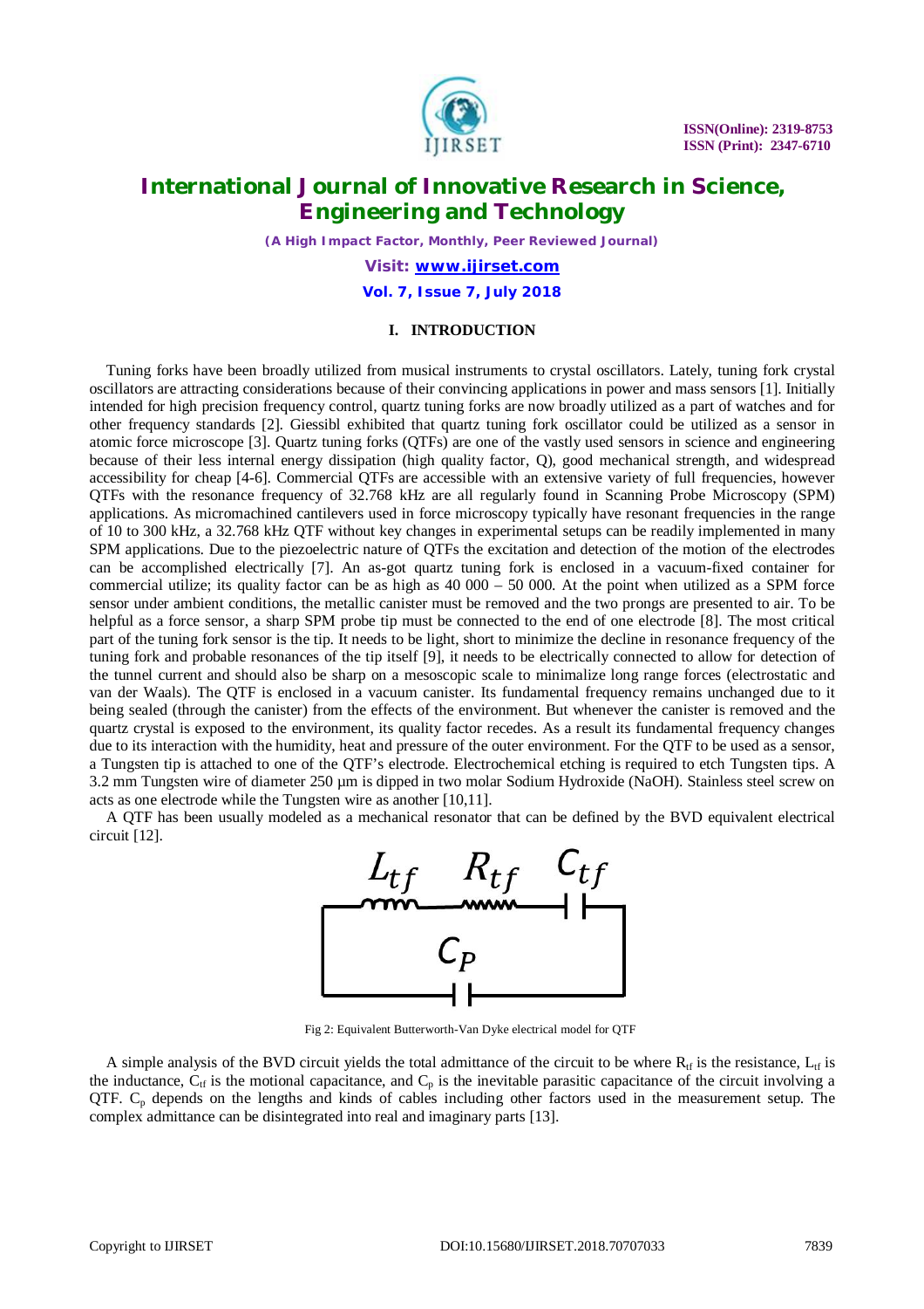## I. INTRODUCTION

Tuning forks have been broadly utilized from musical instruments to crystal oscillators. Lately, tuning fork crystal oscillators are attracting considerations because of their convincing applications in power and mass sensors [1]. Initially intended for high precision frequency control, quartz tuning forks are now broadly utilized as a part of watches and for other frequency standards [2]. Giessibl exhibited that quartz tuning fork oscillator could be utilized as a sensor in atomic force microscope [3]. Quartz tuning forks (QTFs) are one of the vastly used sensors in science and engineering because of their less internal energy dissipation (high quality factor, Q), good mechanical strength, and widespread accessibility for cheap [4-6]. Commercial QTFs are accessible with an extensive variety of full frequencies, however QTFs with the resonance frequency of 32.768 kHz are all regularly found in Scanning Probe Microscopy (SPM) applications. As micromachined cantilevers used in force microscopy typically have resonant frequencies in the range of 10 to 300 kHz, a 32.768 kHz QTF without key changes in experimental setups can be readily implemented in many SPM applications. Due to the piezoelectric nature of QTFs the excitation and detection of the motion of the electrodes can be accomplished electrically [7]. An as-got quartz tuning fork is enclosed in a vacuum-fixed container for commercial utilize; its quality factor can be as high as 40 000 – 50 000. At the point when utilized as a SPM force sensor under ambient conditions, the metallic canister must be removed and the two prongs are presented to air. To be helpful as a force sensor, a sharp SPM probe tip must be connected to the end of one electrode [8]. The most critical part of the tuning fork sensor is the tip. It needs to be light, short to minimize the decline in resonance frequency of the tuning fork and probable resonances of the tip itself [9], it needs to be electrically connected to allow for detection of the tunnel current and should also be sharp on a mesoscopic scale to minimalize long range forces (electrostatic and van der Waals). The QTF is enclosed in a vacuum canister. Its fundamental frequency remains unchanged due to it being sealed (through the canister) from the effects of the environment. But whenever the canister is removed and the quartz crystal is exposed to the environment, its quality factor recedes. As a result its fundamental frequency changes due to its interaction with the humidity, heat and pressure of the outer environment. For the QTF to be used as a sensor, a Tungsten tip is attached to one of the QTF's electrode. Electrochemical etching is required to etch Tungsten tips. A 3.2 mm Tungsten wire of diameter 250 µm is dipped in two molar Sodium Hydroxide (NaOH). Stainless steel screw on acts as one electrode while the Tungsten wire as another [10,11].

A QTF has been usually modeled as a mechanical resonator that can be defined by the BVD equivalent electrical circuit [12].

Fig 2: Equivalent Butterworth-Van Dyke electrical model for QTF

A simple analysis of the BVD circuit yields the total admittance of the circuit to be where $R_{tf}$ is the resistance, $L_{tf}$ is the inductance, $C_{tf}$ is the motional capacitance, and $C_p$ is the inevitable parasitic capacitance of the circuit involving a QTF. $C_p$ depends on the lengths and kinds of cables including other factors used in the measurement setup. The complex admittance can be disintegrated into real and imaginary parts [13].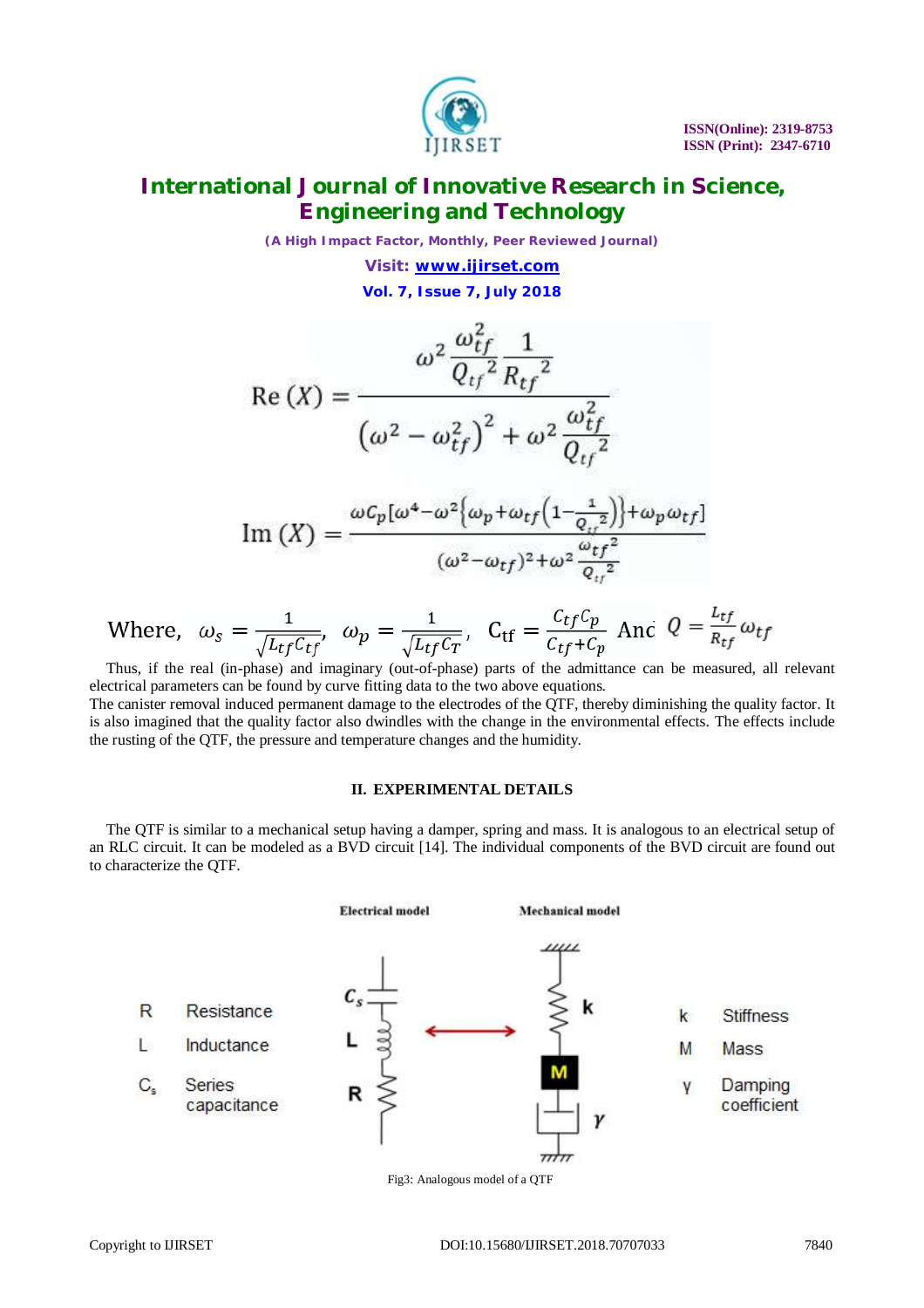$$\mathrm{Re}\,(X) = \frac{\omega^2 \dfrac{\omega_{tf}^2}{{Q_{tf}}^2} \dfrac{1}{{R_{tf}}^2}}{\left(\omega^2 - \omega_{tf}^2\right)^2 + \omega^2 \dfrac{\omega_{tf}^2}{{Q_{tf}}^2}}$$

$$\mathrm{Im}\,(X) = \frac{\omega C_p[\omega^4 - \omega^2\{\omega_p + \omega_{tf}(1 - \frac{1}{{Q_{tf}}^2})\} + \omega_p \omega_{tf}]}{(\omega^2 - \omega_{tf})^2 + \omega^2 \frac{{\omega_{tf}}^2}{{Q_{tf}}^2}}$$

Where, $\omega_s = \frac{1}{\sqrt{L_{tf}C_{tf}}}$, $\omega_p = \frac{1}{\sqrt{L_{tf}C_T}}$, $C_{\mathrm{tf}} = \frac{C_{tf}C_p}{C_{tf}+C_p}$ And $Q = \frac{L_{tf}}{R_{tf}}\omega_{tf}$

Thus, if the real (in-phase) and imaginary (out-of-phase) parts of the admittance can be measured, all relevant electrical parameters can be found by curve fitting data to the two above equations.

The canister removal induced permanent damage to the electrodes of the QTF, thereby diminishing the quality factor. It is also imagined that the quality factor also dwindles with the change in the environmental effects. The effects include the rusting of the QTF, the pressure and temperature changes and the humidity.

## II. EXPERIMENTAL DETAILS

The QTF is similar to a mechanical setup having a damper, spring and mass. It is analogous to an electrical setup of an RLC circuit. It can be modeled as a BVD circuit [14]. The individual components of the BVD circuit are found out to characterize the QTF.

Electrical model — Mechanical model

| Symbol | Electrical | Symbol | Mechanical |
| --- | --- | --- | --- |
| R | Resistance | k | Stiffness |
| L | Inductance | M | Mass |
| $C_s$ | Series capacitance | γ | Damping coefficient |

Fig3: Analogous model of a QTF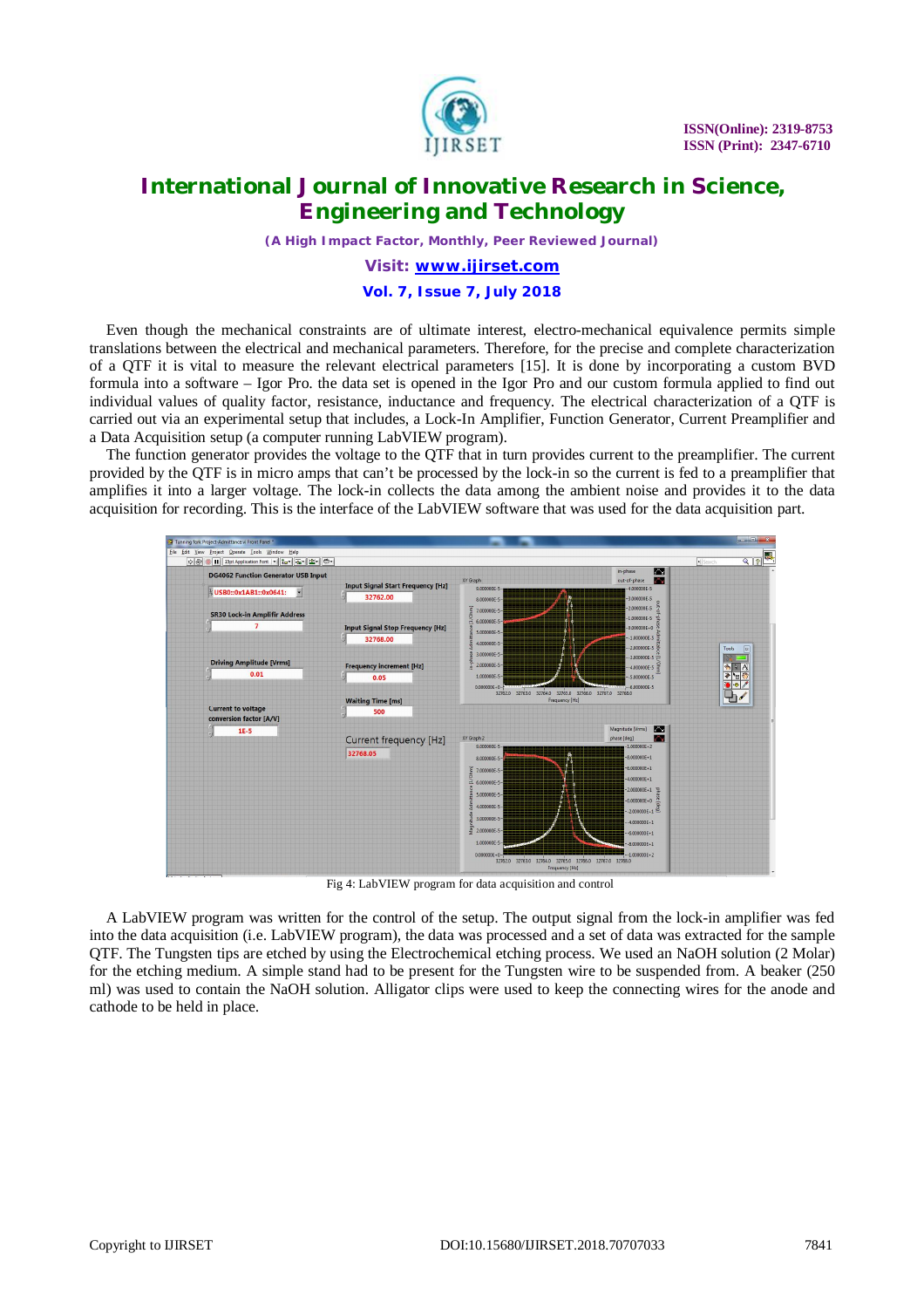Even though the mechanical constraints are of ultimate interest, electro-mechanical equivalence permits simple translations between the electrical and mechanical parameters. Therefore, for the precise and complete characterization of a QTF it is vital to measure the relevant electrical parameters [15]. It is done by incorporating a custom BVD formula into a software – Igor Pro. the data set is opened in the Igor Pro and our custom formula applied to find out individual values of quality factor, resistance, inductance and frequency. The electrical characterization of a QTF is carried out via an experimental setup that includes, a Lock-In Amplifier, Function Generator, Current Preamplifier and a Data Acquisition setup (a computer running LabVIEW program).

The function generator provides the voltage to the QTF that in turn provides current to the preamplifier. The current provided by the QTF is in micro amps that can't be processed by the lock-in so the current is fed to a preamplifier that amplifies it into a larger voltage. The lock-in collects the data among the ambient noise and provides it to the data acquisition for recording. This is the interface of the LabVIEW software that was used for the data acquisition part.

Fig 4: LabVIEW program for data acquisition and control

A LabVIEW program was written for the control of the setup. The output signal from the lock-in amplifier was fed into the data acquisition (i.e. LabVIEW program), the data was processed and a set of data was extracted for the sample QTF. The Tungsten tips are etched by using the Electrochemical etching process. We used an NaOH solution (2 Molar) for the etching medium. A simple stand had to be present for the Tungsten wire to be suspended from. A beaker (250 ml) was used to contain the NaOH solution. Alligator clips were used to keep the connecting wires for the anode and cathode to be held in place.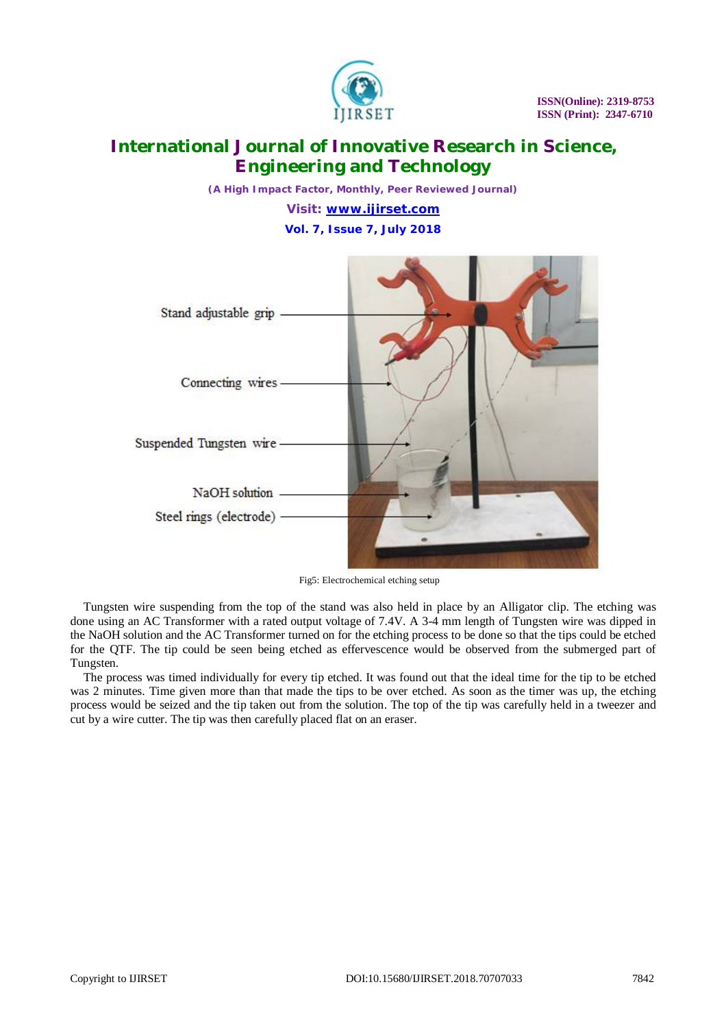Stand adjustable grip

Connecting wires

Suspended Tungsten wire

NaOH solution

Steel rings (electrode)

Fig5: Electrochemical etching setup

Tungsten wire suspending from the top of the stand was also held in place by an Alligator clip. The etching was done using an AC Transformer with a rated output voltage of 7.4V. A 3-4 mm length of Tungsten wire was dipped in the NaOH solution and the AC Transformer turned on for the etching process to be done so that the tips could be etched for the QTF. The tip could be seen being etched as effervescence would be observed from the submerged part of Tungsten.

The process was timed individually for every tip etched. It was found out that the ideal time for the tip to be etched was 2 minutes. Time given more than that made the tips to be over etched. As soon as the timer was up, the etching process would be seized and the tip taken out from the solution. The top of the tip was carefully held in a tweezer and cut by a wire cutter. The tip was then carefully placed flat on an eraser.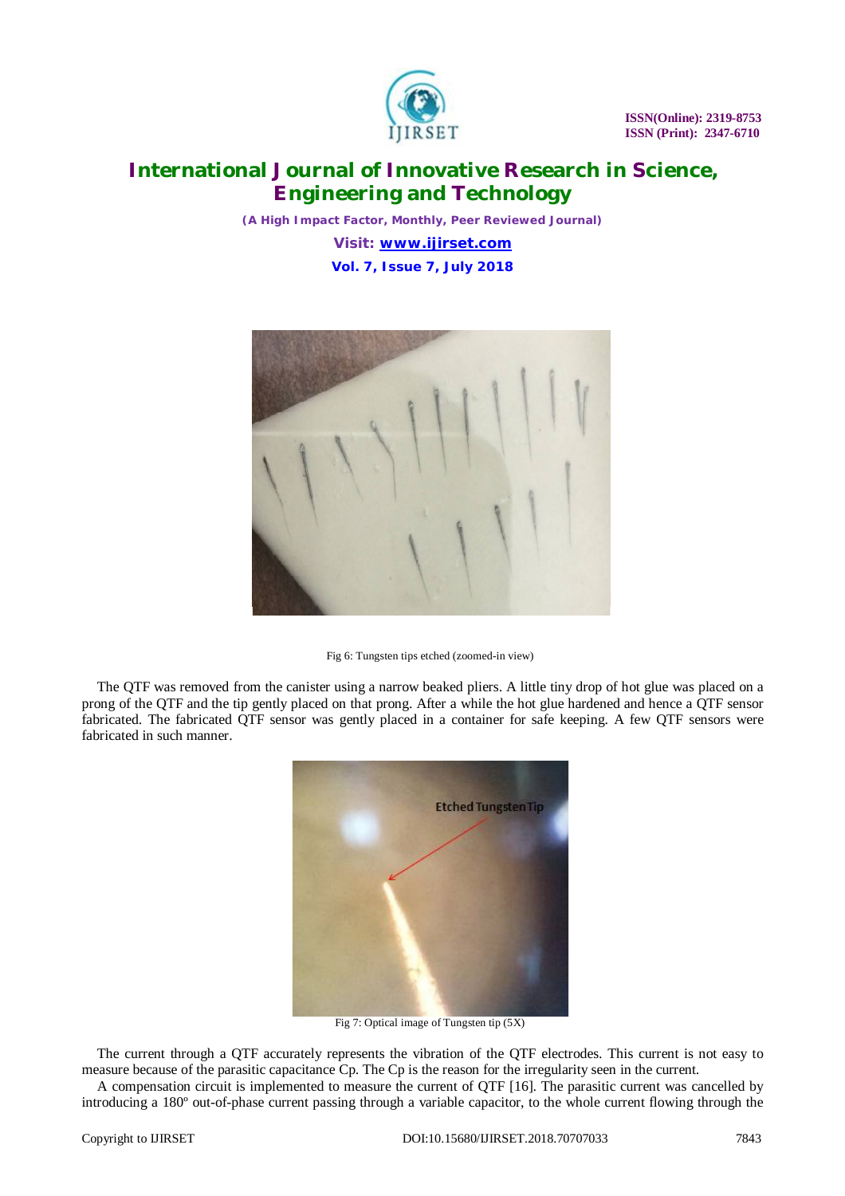Fig 6: Tungsten tips etched (zoomed-in view)

The QTF was removed from the canister using a narrow beaked pliers. A little tiny drop of hot glue was placed on a prong of the QTF and the tip gently placed on that prong. After a while the hot glue hardened and hence a QTF sensor fabricated. The fabricated QTF sensor was gently placed in a container for safe keeping. A few QTF sensors were fabricated in such manner.

Fig 7: Optical image of Tungsten tip (5X)

The current through a QTF accurately represents the vibration of the QTF electrodes. This current is not easy to measure because of the parasitic capacitance Cp. The Cp is the reason for the irregularity seen in the current.

A compensation circuit is implemented to measure the current of QTF [16]. The parasitic current was cancelled by introducing a 180º out-of-phase current passing through a variable capacitor, to the whole current flowing through the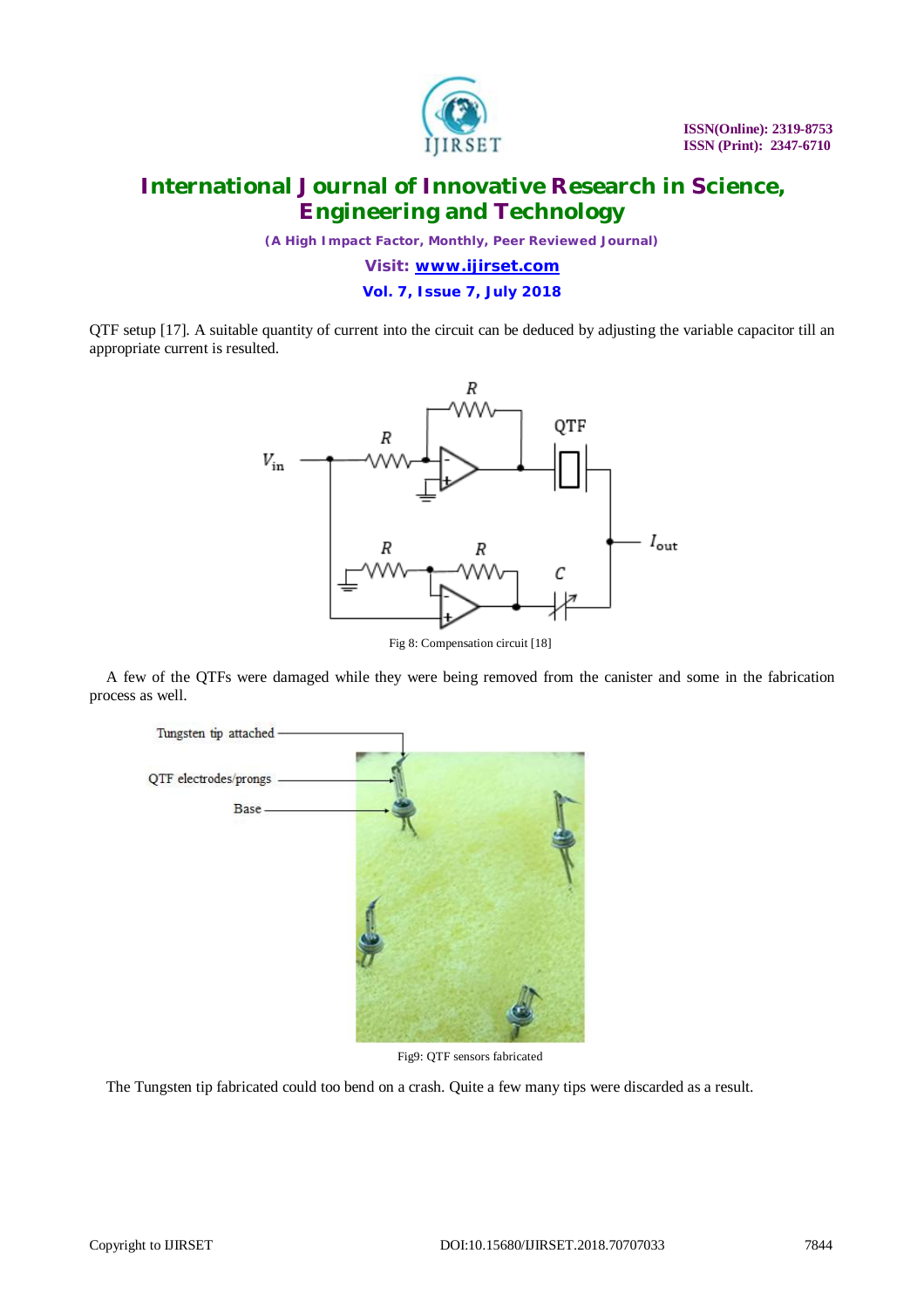QTF setup [17]. A suitable quantity of current into the circuit can be deduced by adjusting the variable capacitor till an appropriate current is resulted.

Fig 8: Compensation circuit [18]

A few of the QTFs were damaged while they were being removed from the canister and some in the fabrication process as well.

Fig9: QTF sensors fabricated

The Tungsten tip fabricated could too bend on a crash. Quite a few many tips were discarded as a result.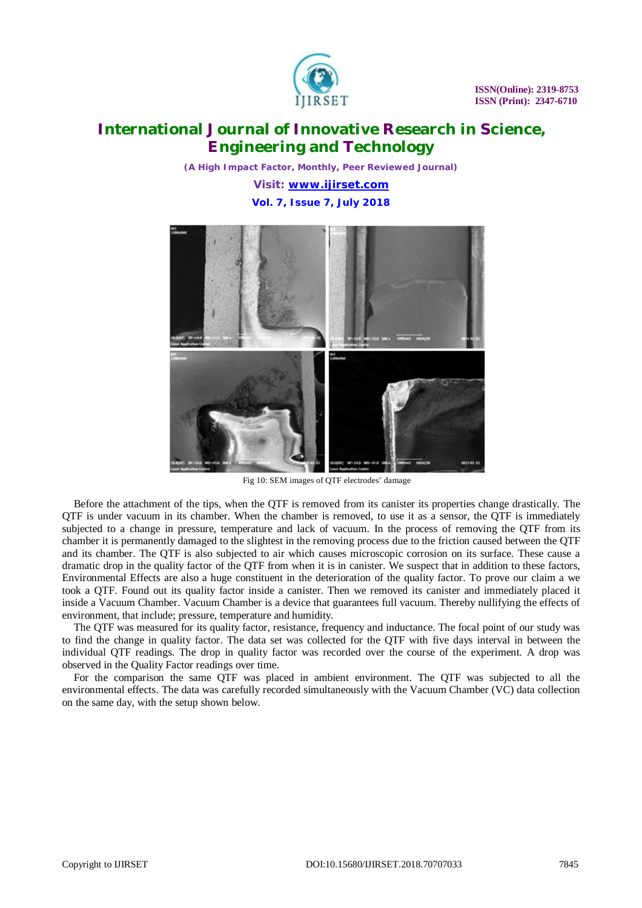Fig 10: SEM images of QTF electrodes' damage

Before the attachment of the tips, when the QTF is removed from its canister its properties change drastically. The QTF is under vacuum in its chamber. When the chamber is removed, to use it as a sensor, the QTF is immediately subjected to a change in pressure, temperature and lack of vacuum. In the process of removing the QTF from its chamber it is permanently damaged to the slightest in the removing process due to the friction caused between the QTF and its chamber. The QTF is also subjected to air which causes microscopic corrosion on its surface. These cause a dramatic drop in the quality factor of the QTF from when it is in canister. We suspect that in addition to these factors, Environmental Effects are also a huge constituent in the deterioration of the quality factor. To prove our claim a we took a QTF. Found out its quality factor inside a canister. Then we removed its canister and immediately placed it inside a Vacuum Chamber. Vacuum Chamber is a device that guarantees full vacuum. Thereby nullifying the effects of environment, that include; pressure, temperature and humidity.

The QTF was measured for its quality factor, resistance, frequency and inductance. The focal point of our study was to find the change in quality factor. The data set was collected for the QTF with five days interval in between the individual QTF readings. The drop in quality factor was recorded over the course of the experiment. A drop was observed in the Quality Factor readings over time.

For the comparison the same QTF was placed in ambient environment. The QTF was subjected to all the environmental effects. The data was carefully recorded simultaneously with the Vacuum Chamber (VC) data collection on the same day, with the setup shown below.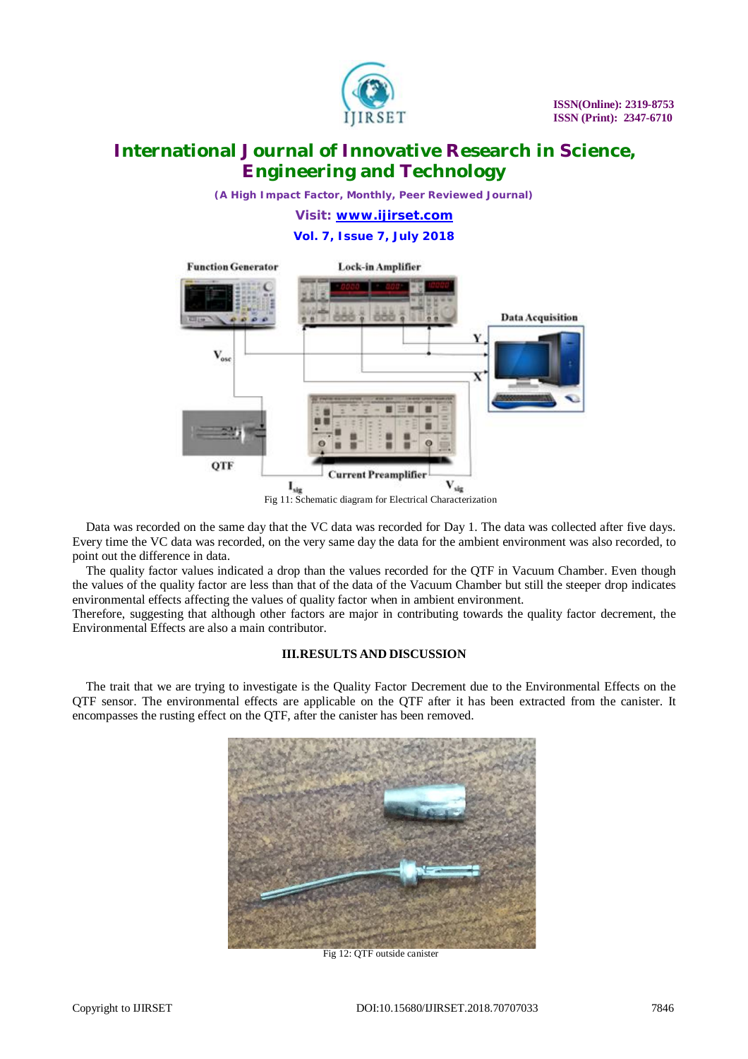Fig 11: Schematic diagram for Electrical Characterization

Data was recorded on the same day that the VC data was recorded for Day 1. The data was collected after five days. Every time the VC data was recorded, on the very same day the data for the ambient environment was also recorded, to point out the difference in data.

The quality factor values indicated a drop than the values recorded for the QTF in Vacuum Chamber. Even though the values of the quality factor are less than that of the data of the Vacuum Chamber but still the steeper drop indicates environmental effects affecting the values of quality factor when in ambient environment.

Therefore, suggesting that although other factors are major in contributing towards the quality factor decrement, the Environmental Effects are also a main contributor.

## III. RESULTS AND DISCUSSION

The trait that we are trying to investigate is the Quality Factor Decrement due to the Environmental Effects on the QTF sensor. The environmental effects are applicable on the QTF after it has been extracted from the canister. It encompasses the rusting effect on the QTF, after the canister has been removed.

Fig 12: QTF outside canister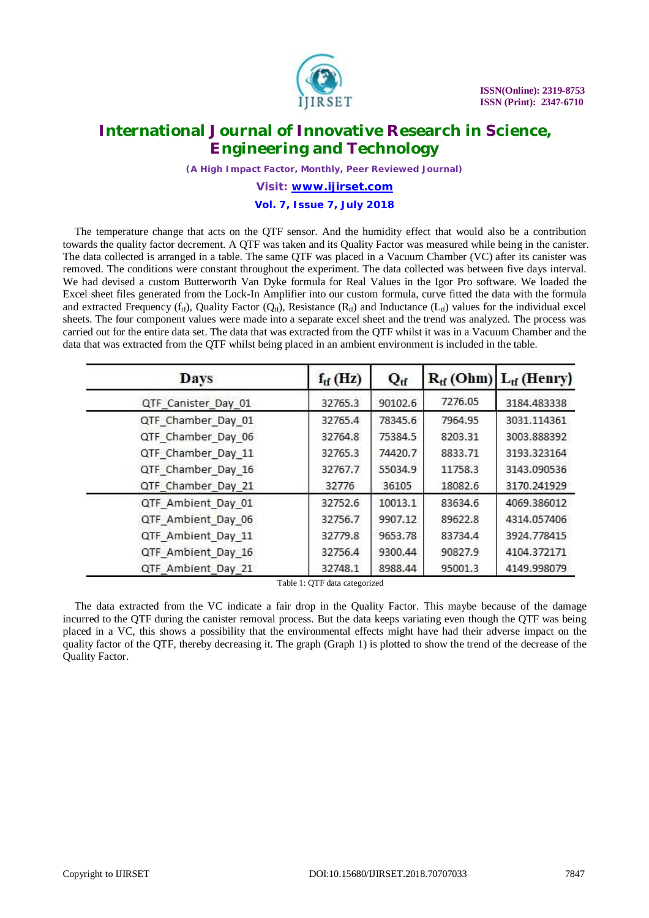The temperature change that acts on the QTF sensor. And the humidity effect that would also be a contribution towards the quality factor decrement. A QTF was taken and its Quality Factor was measured while being in the canister. The data collected is arranged in a table. The same QTF was placed in a Vacuum Chamber (VC) after its canister was removed. The conditions were constant throughout the experiment. The data collected was between five days interval. We had devised a custom Butterworth Van Dyke formula for Real Values in the Igor Pro software. We loaded the Excel sheet files generated from the Lock-In Amplifier into our custom formula, curve fitted the data with the formula and extracted Frequency ($f_{tf}$), Quality Factor ($Q_{tf}$), Resistance ($R_{tf}$) and Inductance ($L_{tf}$) values for the individual excel sheets. The four component values were made into a separate excel sheet and the trend was analyzed. The process was carried out for the entire data set. The data that was extracted from the QTF whilst it was in a Vacuum Chamber and the data that was extracted from the QTF whilst being placed in an ambient environment is included in the table.

| Days | $f_{tf}$ (Hz) | $Q_{tf}$ | $R_{tf}$ (Ohm) | $L_{tf}$ (Henry) |
|---|---|---|---|---|
| QTF_Canister_Day_01 | 32765.3 | 90102.6 | 7276.05 | 3184.483338 |
| QTF_Chamber_Day_01 | 32765.4 | 78345.6 | 7964.95 | 3031.114361 |
| QTF_Chamber_Day_06 | 32764.8 | 75384.5 | 8203.31 | 3003.888392 |
| QTF_Chamber_Day_11 | 32765.3 | 74420.7 | 8833.71 | 3193.323164 |
| QTF_Chamber_Day_16 | 32767.7 | 55034.9 | 11758.3 | 3143.090536 |
| QTF_Chamber_Day_21 | 32776 | 36105 | 18082.6 | 3170.241929 |
| QTF_Ambient_Day_01 | 32752.6 | 10013.1 | 83634.6 | 4069.386012 |
| QTF_Ambient_Day_06 | 32756.7 | 9907.12 | 89622.8 | 4314.057406 |
| QTF_Ambient_Day_11 | 32779.8 | 9653.78 | 83734.4 | 3924.778415 |
| QTF_Ambient_Day_16 | 32756.4 | 9300.44 | 90827.9 | 4104.372171 |
| QTF_Ambient_Day_21 | 32748.1 | 8988.44 | 95001.3 | 4149.998079 |

Table 1: QTF data categorized

The data extracted from the VC indicate a fair drop in the Quality Factor. This maybe because of the damage incurred to the QTF during the canister removal process. But the data keeps variating even though the QTF was being placed in a VC, this shows a possibility that the environmental effects might have had their adverse impact on the quality factor of the QTF, thereby decreasing it. The graph (Graph 1) is plotted to show the trend of the decrease of the Quality Factor.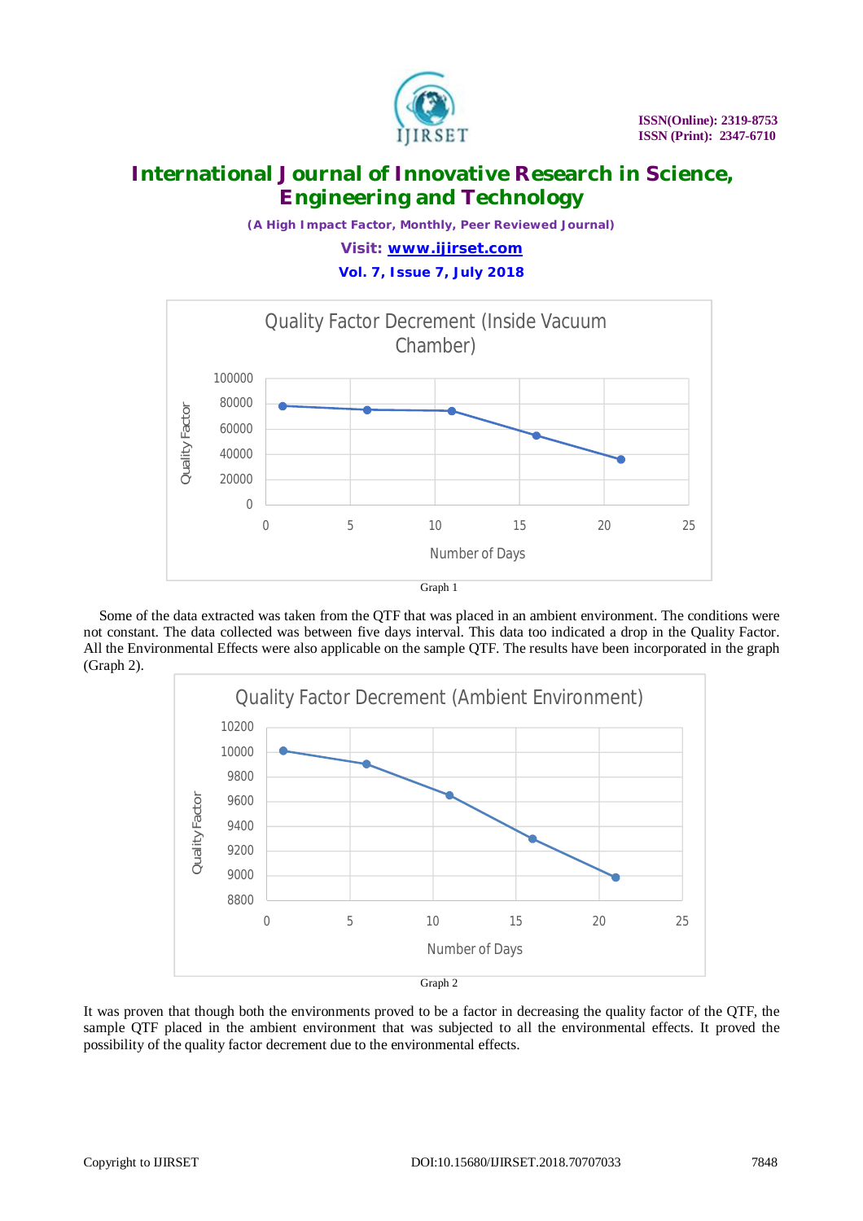Graph 1

Some of the data extracted was taken from the QTF that was placed in an ambient environment. The conditions were not constant. The data collected was between five days interval. This data too indicated a drop in the Quality Factor. All the Environmental Effects were also applicable on the sample QTF. The results have been incorporated in the graph (Graph 2).

Graph 2

It was proven that though both the environments proved to be a factor in decreasing the quality factor of the QTF, the sample QTF placed in the ambient environment that was subjected to all the environmental effects. It proved the possibility of the quality factor decrement due to the environmental effects.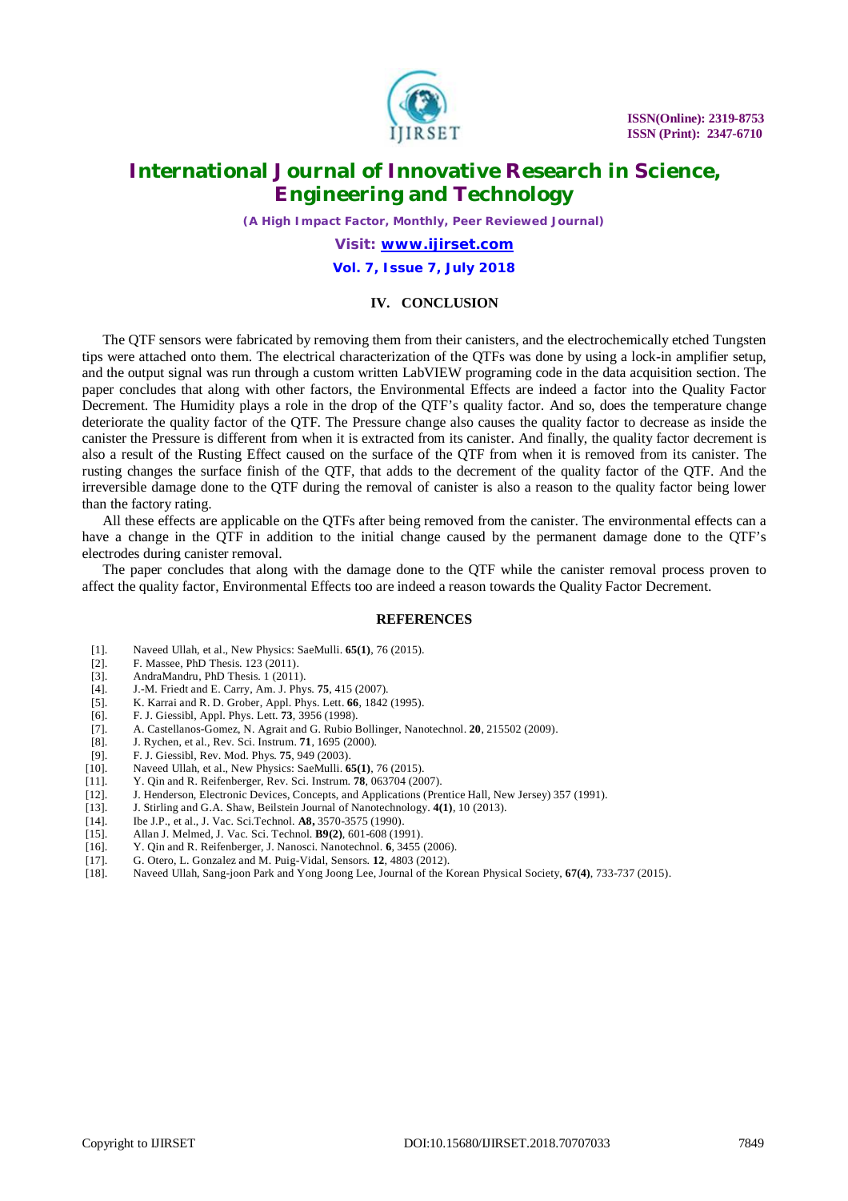## IV. CONCLUSION

The QTF sensors were fabricated by removing them from their canisters, and the electrochemically etched Tungsten tips were attached onto them. The electrical characterization of the QTFs was done by using a lock-in amplifier setup, and the output signal was run through a custom written LabVIEW programing code in the data acquisition section. The paper concludes that along with other factors, the Environmental Effects are indeed a factor into the Quality Factor Decrement. The Humidity plays a role in the drop of the QTF's quality factor. And so, does the temperature change deteriorate the quality factor of the QTF. The Pressure change also causes the quality factor to decrease as inside the canister the Pressure is different from when it is extracted from its canister. And finally, the quality factor decrement is also a result of the Rusting Effect caused on the surface of the QTF from when it is removed from its canister. The rusting changes the surface finish of the QTF, that adds to the decrement of the quality factor of the QTF. And the irreversible damage done to the QTF during the removal of canister is also a reason to the quality factor being lower than the factory rating.

All these effects are applicable on the QTFs after being removed from the canister. The environmental effects can a have a change in the QTF in addition to the initial change caused by the permanent damage done to the QTF's electrodes during canister removal.

The paper concludes that along with the damage done to the QTF while the canister removal process proven to affect the quality factor, Environmental Effects too are indeed a reason towards the Quality Factor Decrement.

## REFERENCES

[1]. Naveed Ullah, et al., New Physics: SaeMulli. **65(1)**, 76 (2015).
[2]. F. Massee, PhD Thesis. 123 (2011).
[3]. AndraMandru, PhD Thesis. 1 (2011).
[4]. J.-M. Friedt and E. Carry, Am. J. Phys. **75**, 415 (2007).
[5]. K. Karrai and R. D. Grober, Appl. Phys. Lett. **66**, 1842 (1995).
[6]. F. J. Giessibl, Appl. Phys. Lett. **73**, 3956 (1998).
[7]. A. Castellanos-Gomez, N. Agrait and G. Rubio Bollinger, Nanotechnol. **20**, 215502 (2009).
[8]. J. Rychen, et al., Rev. Sci. Instrum. **71**, 1695 (2000).
[9]. F. J. Giessibl, Rev. Mod. Phys. **75**, 949 (2003).
[10]. Naveed Ullah, et al., New Physics: SaeMulli. **65(1)**, 76 (2015).
[11]. Y. Qin and R. Reifenberger, Rev. Sci. Instrum. **78**, 063704 (2007).
[12]. J. Henderson, Electronic Devices, Concepts, and Applications (Prentice Hall, New Jersey) 357 (1991).
[13]. J. Stirling and G.A. Shaw, Beilstein Journal of Nanotechnology. **4(1)**, 10 (2013).
[14]. Ibe J.P., et al., J. Vac. Sci.Technol. **A8,** 3570-3575 (1990).
[15]. Allan J. Melmed, J. Vac. Sci. Technol. **B9(2)**, 601-608 (1991).
[16]. Y. Qin and R. Reifenberger, J. Nanosci. Nanotechnol. **6**, 3455 (2006).
[17]. G. Otero, L. Gonzalez and M. Puig-Vidal, Sensors. **12**, 4803 (2012).
[18]. Naveed Ullah, Sang-joon Park and Yong Joong Lee, Journal of the Korean Physical Society, **67(4)**, 733-737 (2015).